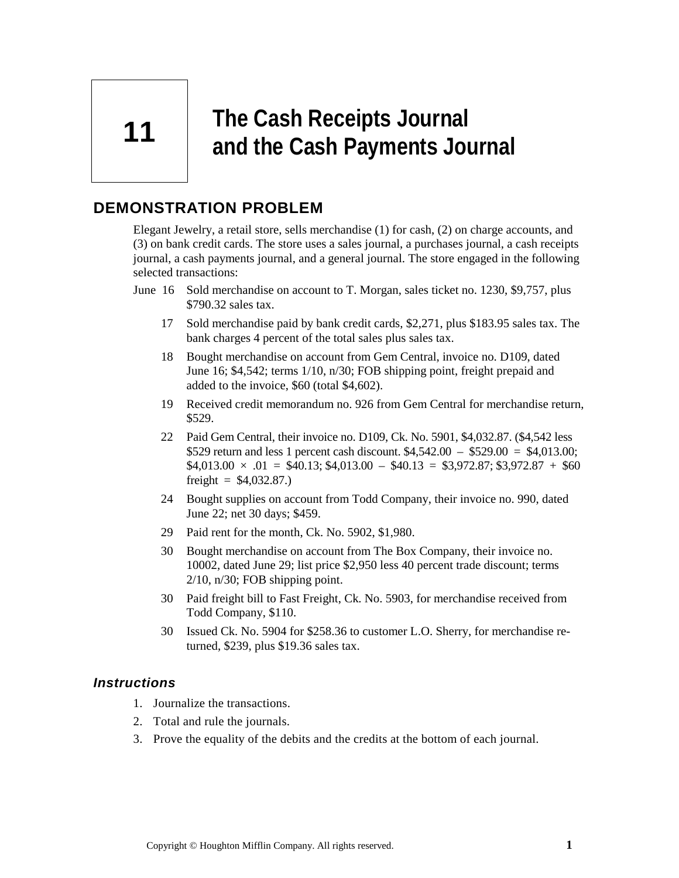# 11 The Cash Receipts Journal and the Cash Payments Journal

## DEMONSTRATION PROBLEM

Elegant Jewelry, a retail store, sells merchandise (1) for cash, (2) on charge accounts, and (3) on bank credit cards. The store uses a sales journal, a purchases journal, a cash receipts journal, a cash payments journal, and a general journal. The store engaged in the following selected transactions:

June 16 Sold merchandise on account to T. Morgan, sales ticket no. 1230, $9,757, plus $790.32 sales tax.

17 Sold merchandise paid by bank credit cards, $2,271, plus $183.95 sales tax. The bank charges 4 percent of the total sales plus sales tax.

18 Bought merchandise on account from Gem Central, invoice no. D109, dated June 16; $4,542; terms 1/10, n/30; FOB shipping point, freight prepaid and added to the invoice, $60 (total $4,602).

19 Received credit memorandum no. 926 from Gem Central for merchandise return, $529.

22 Paid Gem Central, their invoice no. D109, Ck. No. 5901, $4,032.87. ($4,542 less $529 return and less 1 percent cash discount. $\$4{,}542.00 - \$529.00 = \$4{,}013.00$; $\$4{,}013.00 \times .01 = \$40.13$; $\$4{,}013.00 - \$40.13 = \$3{,}972.87$; $\$3{,}972.87 + \$60$ freight $= \$4{,}032.87$.)

24 Bought supplies on account from Todd Company, their invoice no. 990, dated June 22; net 30 days; $459.

29 Paid rent for the month, Ck. No. 5902, $1,980.

30 Bought merchandise on account from The Box Company, their invoice no. 10002, dated June 29; list price $2,950 less 40 percent trade discount; terms 2/10, n/30; FOB shipping point.

30 Paid freight bill to Fast Freight, Ck. No. 5903, for merchandise received from Todd Company, $110.

30 Issued Ck. No. 5904 for $258.36 to customer L.O. Sherry, for merchandise returned, $239, plus $19.36 sales tax.

### *Instructions*

1. Journalize the transactions.
2. Total and rule the journals.
3. Prove the equality of the debits and the credits at the bottom of each journal.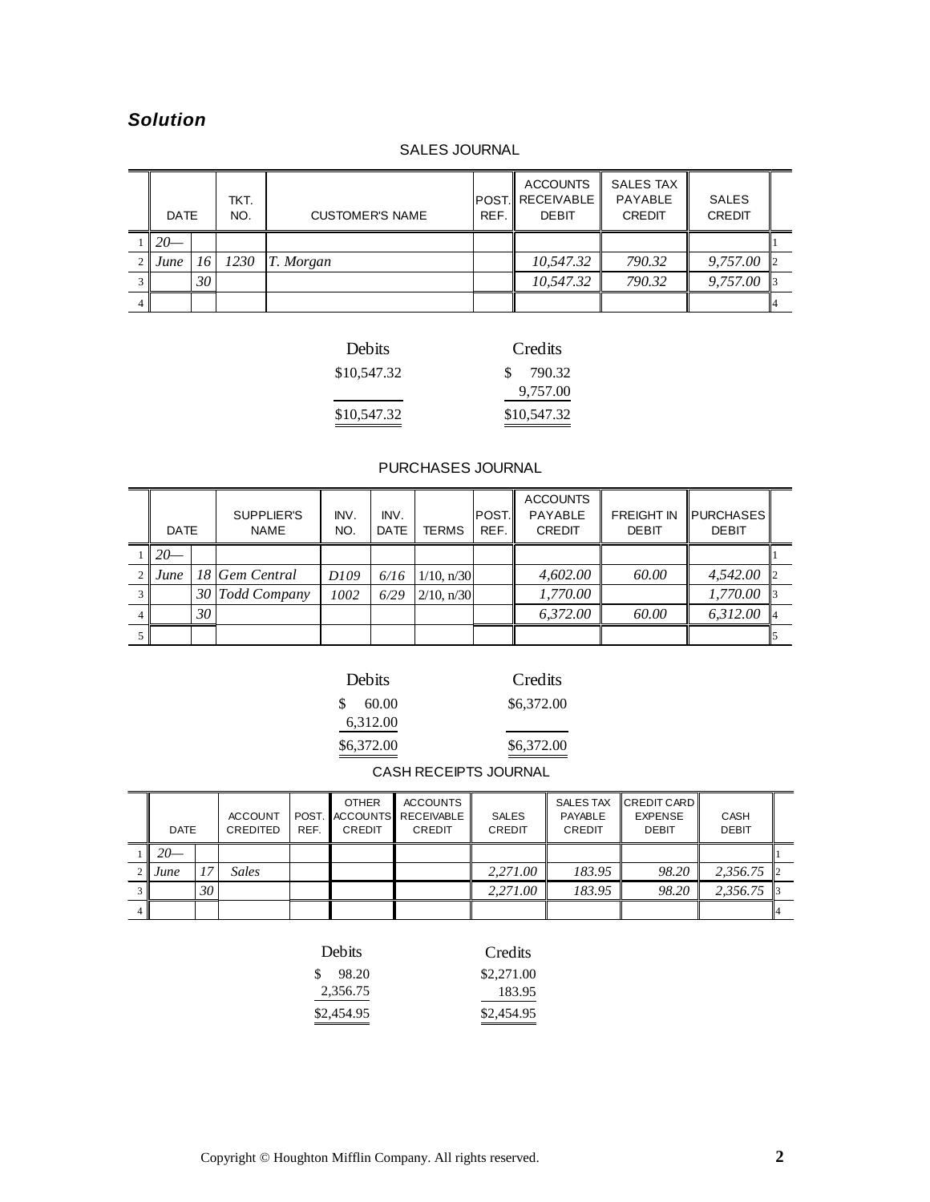## *Solution*

SALES JOURNAL

| | DATE | | TKT. NO. | CUSTOMER'S NAME | POST. REF. | ACCOUNTS RECEIVABLE DEBIT | SALES TAX PAYABLE CREDIT | SALES CREDIT | |
|---|---|---|---|---|---|---|---|---|---|
| 1 | *20—* | | | | | | | | 1 |
| 2 | *June* | *16* | *1230* | *T. Morgan* | | *10,547.32* | *790.32* | *9,757.00* | 2 |
| 3 | | *30* | | | | *10,547.32* | *790.32* | *9,757.00* | 3 |
| 4 | | | | | | | | | 4 |

| Debits | Credits |
|---|---|
| $10,547.32 | $ 790.32 |
| | 9,757.00 |
| $10,547.32 | $10,547.32 |

PURCHASES JOURNAL

| | DATE | | SUPPLIER'S NAME | INV. NO. | INV. DATE | TERMS | POST. REF. | ACCOUNTS PAYABLE CREDIT | FREIGHT IN DEBIT | PURCHASES DEBIT | |
|---|---|---|---|---|---|---|---|---|---|---|---|
| 1 | *20—* | | | | | | | | | | 1 |
| 2 | *June* | *18* | *Gem Central* | *D109* | *6/16* | 1/10, n/30 | | *4,602.00* | *60.00* | *4,542.00* | 2 |
| 3 | | *30* | *Todd Company* | *1002* | *6/29* | 2/10, n/30 | | *1,770.00* | | *1,770.00* | 3 |
| 4 | | *30* | | | | | | *6,372.00* | *60.00* | *6,312.00* | 4 |
| 5 | | | | | | | | | | | 5 |

| Debits | Credits |
|---|---|
| $ 60.00 | $6,372.00 |
| 6,312.00 | |
| $6,372.00 | $6,372.00 |

CASH RECEIPTS JOURNAL

| | DATE | | ACCOUNT CREDITED | POST. REF. | OTHER ACCOUNTS CREDIT | ACCOUNTS RECEIVABLE CREDIT | SALES CREDIT | SALES TAX PAYABLE CREDIT | CREDIT CARD EXPENSE DEBIT | CASH DEBIT | |
|---|---|---|---|---|---|---|---|---|---|---|---|
| 1 | *20—* | | | | | | | | | | 1 |
| 2 | *June* | *17* | *Sales* | | | | *2,271.00* | *183.95* | *98.20* | *2,356.75* | 2 |
| 3 | | *30* | | | | | *2,271.00* | *183.95* | *98.20* | *2,356.75* | 3 |
| 4 | | | | | | | | | | | 4 |

| Debits | Credits |
|---|---|
| $ 98.20 | $2,271.00 |
| 2,356.75 | 183.95 |
| $2,454.95 | $2,454.95 |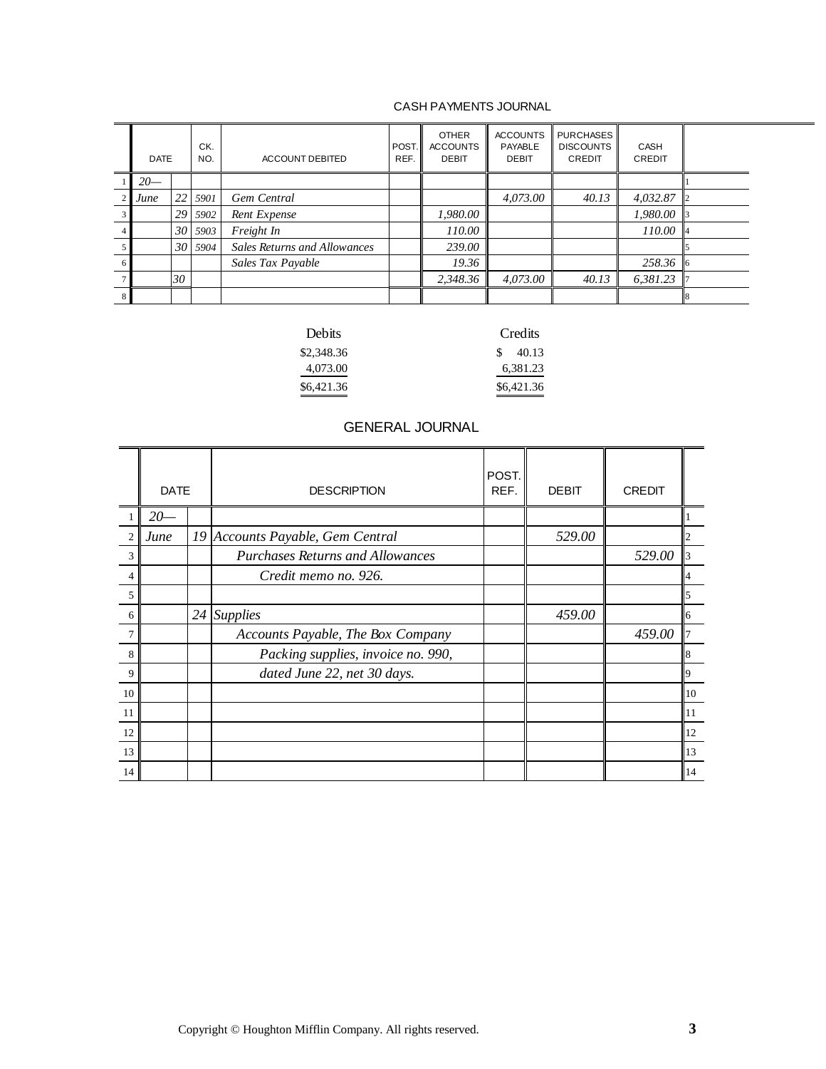## CASH PAYMENTS JOURNAL

| | DATE | | CK. NO. | ACCOUNT DEBITED | POST. REF. | OTHER ACCOUNTS DEBIT | ACCOUNTS PAYABLE DEBIT | PURCHASES DISCOUNTS CREDIT | CASH CREDIT | |
|---|---|---|---|---|---|---|---|---|---|---|
| 1 | 20— | | | | | | | | | 1 |
| 2 | June | 22 | 5901 | Gem Central | | | 4,073.00 | 40.13 | 4,032.87 | 2 |
| 3 | | 29 | 5902 | Rent Expense | | 1,980.00 | | | 1,980.00 | 3 |
| 4 | | 30 | 5903 | Freight In | | 110.00 | | | 110.00 | 4 |
| 5 | | 30 | 5904 | Sales Returns and Allowances | | 239.00 | | | | 5 |
| 6 | | | | Sales Tax Payable | | 19.36 | | | 258.36 | 6 |
| 7 | | 30 | | | | 2,348.36 | 4,073.00 | 40.13 | 6,381.23 | 7 |
| 8 | | | | | | | | | | 8 |

| Debits | Credits |
|---|---|
| $2,348.36 | $ 40.13 |
| 4,073.00 | 6,381.23 |
| $6,421.36 | $6,421.36 |

## GENERAL JOURNAL

| | DATE | | DESCRIPTION | POST. REF. | DEBIT | CREDIT | |
|---|---|---|---|---|---|---|---|
| 1 | 20— | | | | | | 1 |
| 2 | June | 19 | Accounts Payable, Gem Central | | 529.00 | | 2 |
| 3 | | | Purchases Returns and Allowances | | | 529.00 | 3 |
| 4 | | | Credit memo no. 926. | | | | 4 |
| 5 | | | | | | | 5 |
| 6 | | 24 | Supplies | | 459.00 | | 6 |
| 7 | | | Accounts Payable, The Box Company | | | 459.00 | 7 |
| 8 | | | Packing supplies, invoice no. 990, | | | | 8 |
| 9 | | | dated June 22, net 30 days. | | | | 9 |
| 10 | | | | | | | 10 |
| 11 | | | | | | | 11 |
| 12 | | | | | | | 12 |
| 13 | | | | | | | 13 |
| 14 | | | | | | | 14 |

Copyright © Houghton Mifflin Company. All rights reserved.